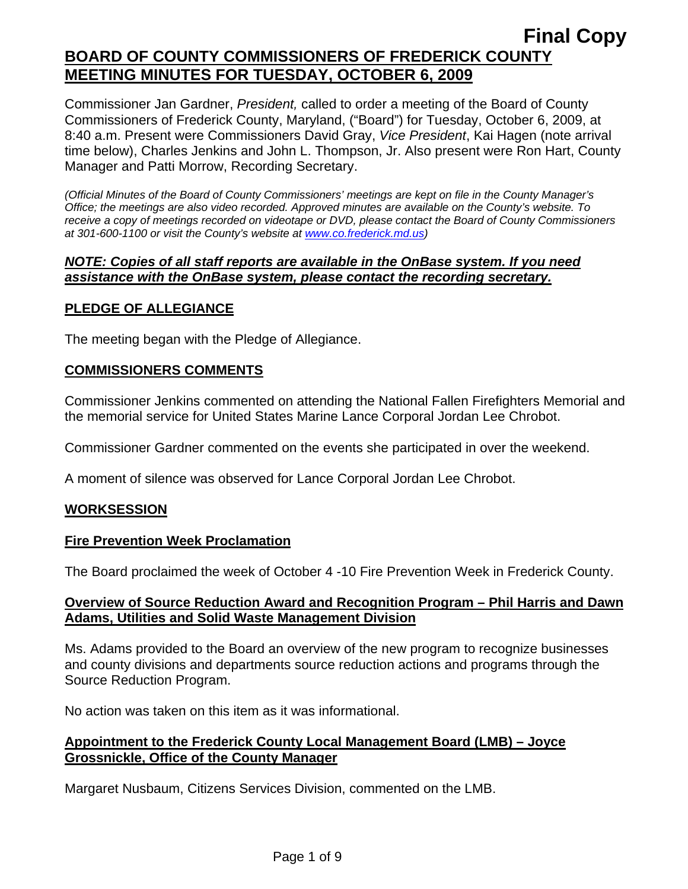**Final Copy**

# BOARD OF COUNTY COMMISSIONERS OF FREDERICK COUNTY MEETING MINUTES FOR TUESDAY, OCTOBER 6, 2009

Commissioner Jan Gardner, *President,* called to order a meeting of the Board of County Commissioners of Frederick County, Maryland, ("Board") for Tuesday, October 6, 2009, at 8:40 a.m. Present were Commissioners David Gray, *Vice President*, Kai Hagen (note arrival time below), Charles Jenkins and John L. Thompson, Jr. Also present were Ron Hart, County Manager and Patti Morrow, Recording Secretary.

*(Official Minutes of the Board of County Commissioners' meetings are kept on file in the County Manager's Office; the meetings are also video recorded. Approved minutes are available on the County's website. To receive a copy of meetings recorded on videotape or DVD, please contact the Board of County Commissioners at 301-600-1100 or visit the County's website at www.co.frederick.md.us)*

***NOTE: Copies of all staff reports are available in the OnBase system. If you need assistance with the OnBase system, please contact the recording secretary.***

## PLEDGE OF ALLEGIANCE

The meeting began with the Pledge of Allegiance.

## COMMISSIONERS COMMENTS

Commissioner Jenkins commented on attending the National Fallen Firefighters Memorial and the memorial service for United States Marine Lance Corporal Jordan Lee Chrobot.

Commissioner Gardner commented on the events she participated in over the weekend.

A moment of silence was observed for Lance Corporal Jordan Lee Chrobot.

## WORKSESSION

### Fire Prevention Week Proclamation

The Board proclaimed the week of October 4 -10 Fire Prevention Week in Frederick County.

### Overview of Source Reduction Award and Recognition Program – Phil Harris and Dawn Adams, Utilities and Solid Waste Management Division

Ms. Adams provided to the Board an overview of the new program to recognize businesses and county divisions and departments source reduction actions and programs through the Source Reduction Program.

No action was taken on this item as it was informational.

### Appointment to the Frederick County Local Management Board (LMB) – Joyce Grossnickle, Office of the County Manager

Margaret Nusbaum, Citizens Services Division, commented on the LMB.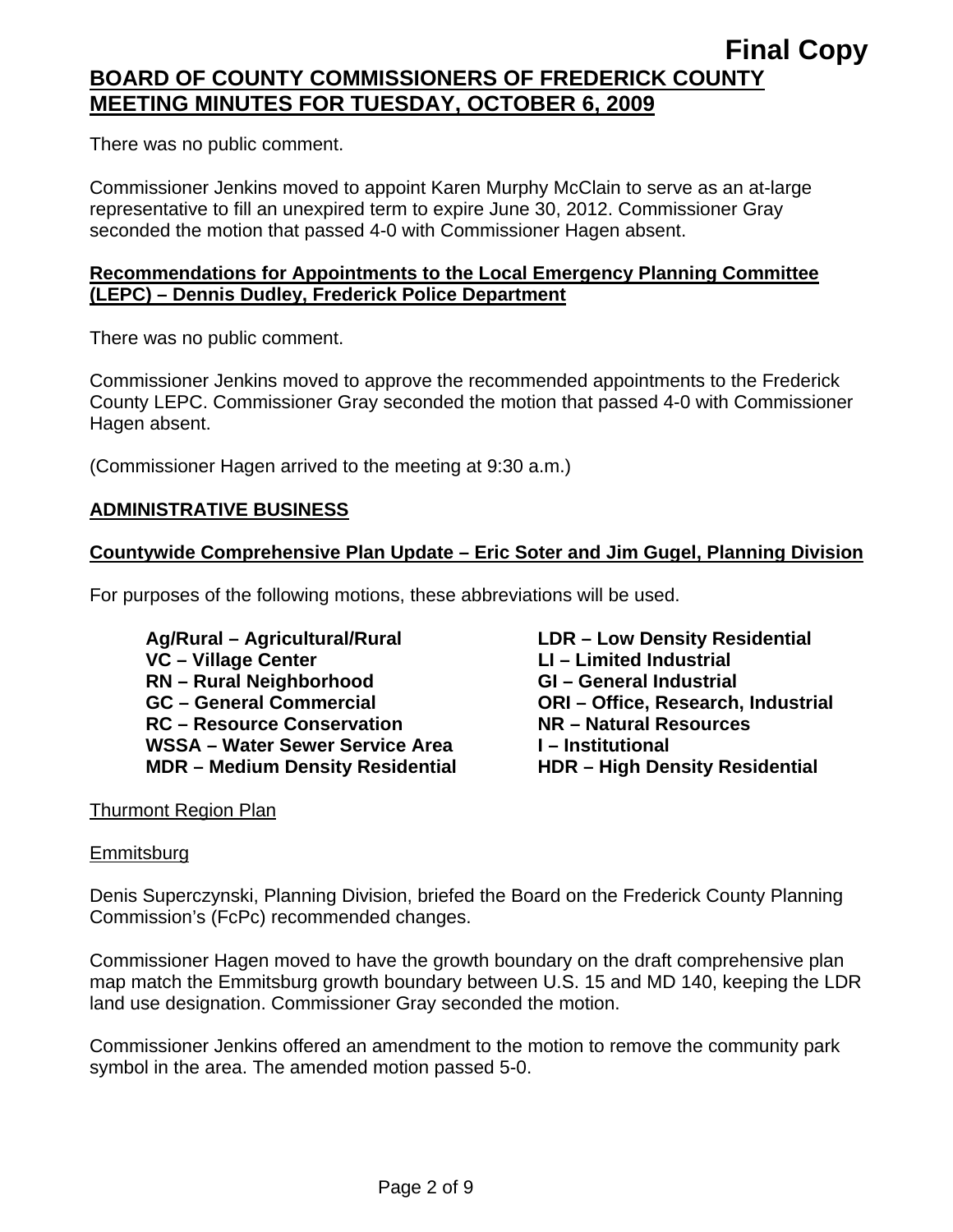There was no public comment.

Commissioner Jenkins moved to appoint Karen Murphy McClain to serve as an at-large representative to fill an unexpired term to expire June 30, 2012. Commissioner Gray seconded the motion that passed 4-0 with Commissioner Hagen absent.

**Recommendations for Appointments to the Local Emergency Planning Committee (LEPC) – Dennis Dudley, Frederick Police Department**

There was no public comment.

Commissioner Jenkins moved to approve the recommended appointments to the Frederick County LEPC. Commissioner Gray seconded the motion that passed 4-0 with Commissioner Hagen absent.

(Commissioner Hagen arrived to the meeting at 9:30 a.m.)

## ADMINISTRATIVE BUSINESS

### Countywide Comprehensive Plan Update – Eric Soter and Jim Gugel, Planning Division

For purposes of the following motions, these abbreviations will be used.

**Ag/Rural – Agricultural/Rural**
**VC – Village Center**
**RN – Rural Neighborhood**
**GC – General Commercial**
**RC – Resource Conservation**
**WSSA – Water Sewer Service Area**
**MDR – Medium Density Residential**
**LDR – Low Density Residential**
**LI – Limited Industrial**
**GI – General Industrial**
**ORI – Office, Research, Industrial**
**NR – Natural Resources**
**I – Institutional**
**HDR – High Density Residential**

Thurmont Region Plan

Emmitsburg

Denis Superczynski, Planning Division, briefed the Board on the Frederick County Planning Commission's (FcPc) recommended changes.

Commissioner Hagen moved to have the growth boundary on the draft comprehensive plan map match the Emmitsburg growth boundary between U.S. 15 and MD 140, keeping the LDR land use designation. Commissioner Gray seconded the motion.

Commissioner Jenkins offered an amendment to the motion to remove the community park symbol in the area. The amended motion passed 5-0.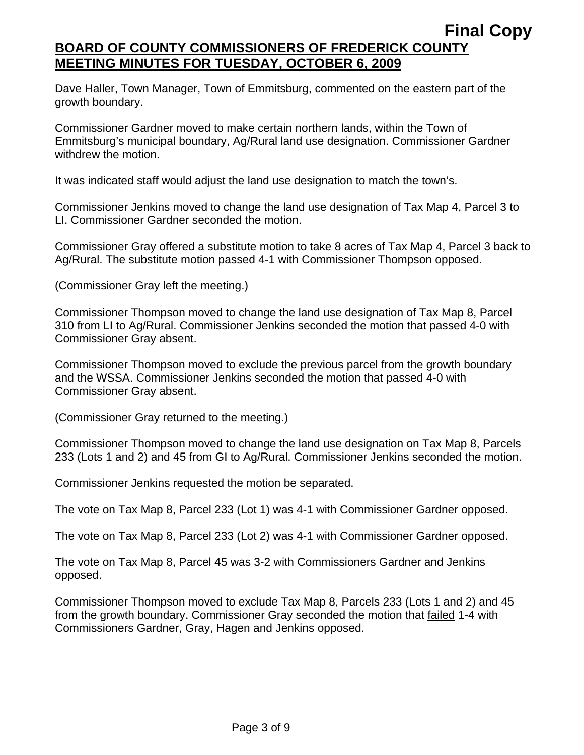Dave Haller, Town Manager, Town of Emmitsburg, commented on the eastern part of the growth boundary.

Commissioner Gardner moved to make certain northern lands, within the Town of Emmitsburg's municipal boundary, Ag/Rural land use designation. Commissioner Gardner withdrew the motion.

It was indicated staff would adjust the land use designation to match the town's.

Commissioner Jenkins moved to change the land use designation of Tax Map 4, Parcel 3 to LI. Commissioner Gardner seconded the motion.

Commissioner Gray offered a substitute motion to take 8 acres of Tax Map 4, Parcel 3 back to Ag/Rural. The substitute motion passed 4-1 with Commissioner Thompson opposed.

(Commissioner Gray left the meeting.)

Commissioner Thompson moved to change the land use designation of Tax Map 8, Parcel 310 from LI to Ag/Rural. Commissioner Jenkins seconded the motion that passed 4-0 with Commissioner Gray absent.

Commissioner Thompson moved to exclude the previous parcel from the growth boundary and the WSSA. Commissioner Jenkins seconded the motion that passed 4-0 with Commissioner Gray absent.

(Commissioner Gray returned to the meeting.)

Commissioner Thompson moved to change the land use designation on Tax Map 8, Parcels 233 (Lots 1 and 2) and 45 from GI to Ag/Rural. Commissioner Jenkins seconded the motion.

Commissioner Jenkins requested the motion be separated.

The vote on Tax Map 8, Parcel 233 (Lot 1) was 4-1 with Commissioner Gardner opposed.

The vote on Tax Map 8, Parcel 233 (Lot 2) was 4-1 with Commissioner Gardner opposed.

The vote on Tax Map 8, Parcel 45 was 3-2 with Commissioners Gardner and Jenkins opposed.

Commissioner Thompson moved to exclude Tax Map 8, Parcels 233 (Lots 1 and 2) and 45 from the growth boundary. Commissioner Gray seconded the motion that <u>failed</u> 1-4 with Commissioners Gardner, Gray, Hagen and Jenkins opposed.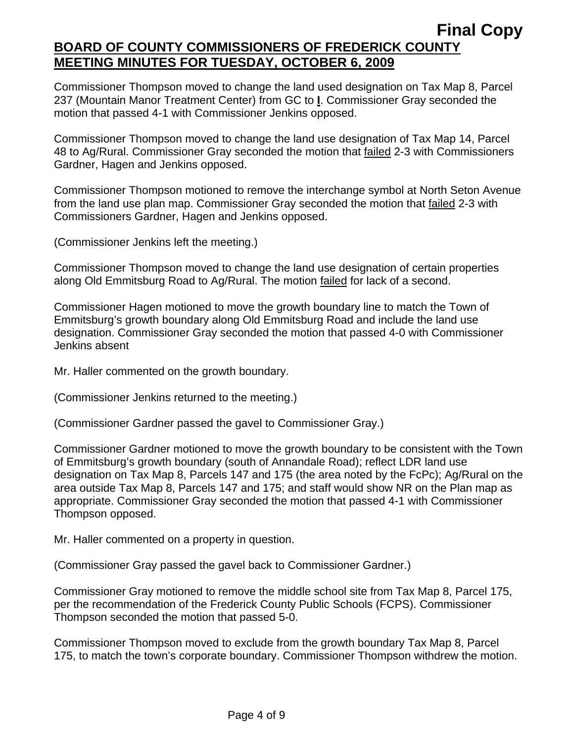Commissioner Thompson moved to change the land used designation on Tax Map 8, Parcel 237 (Mountain Manor Treatment Center) from GC to **I**. Commissioner Gray seconded the motion that passed 4-1 with Commissioner Jenkins opposed.

Commissioner Thompson moved to change the land use designation of Tax Map 14, Parcel 48 to Ag/Rural. Commissioner Gray seconded the motion that failed 2-3 with Commissioners Gardner, Hagen and Jenkins opposed.

Commissioner Thompson motioned to remove the interchange symbol at North Seton Avenue from the land use plan map. Commissioner Gray seconded the motion that failed 2-3 with Commissioners Gardner, Hagen and Jenkins opposed.

(Commissioner Jenkins left the meeting.)

Commissioner Thompson moved to change the land use designation of certain properties along Old Emmitsburg Road to Ag/Rural. The motion failed for lack of a second.

Commissioner Hagen motioned to move the growth boundary line to match the Town of Emmitsburg's growth boundary along Old Emmitsburg Road and include the land use designation. Commissioner Gray seconded the motion that passed 4-0 with Commissioner Jenkins absent

Mr. Haller commented on the growth boundary.

(Commissioner Jenkins returned to the meeting.)

(Commissioner Gardner passed the gavel to Commissioner Gray.)

Commissioner Gardner motioned to move the growth boundary to be consistent with the Town of Emmitsburg's growth boundary (south of Annandale Road); reflect LDR land use designation on Tax Map 8, Parcels 147 and 175 (the area noted by the FcPc); Ag/Rural on the area outside Tax Map 8, Parcels 147 and 175; and staff would show NR on the Plan map as appropriate. Commissioner Gray seconded the motion that passed 4-1 with Commissioner Thompson opposed.

Mr. Haller commented on a property in question.

(Commissioner Gray passed the gavel back to Commissioner Gardner.)

Commissioner Gray motioned to remove the middle school site from Tax Map 8, Parcel 175, per the recommendation of the Frederick County Public Schools (FCPS). Commissioner Thompson seconded the motion that passed 5-0.

Commissioner Thompson moved to exclude from the growth boundary Tax Map 8, Parcel 175, to match the town's corporate boundary. Commissioner Thompson withdrew the motion.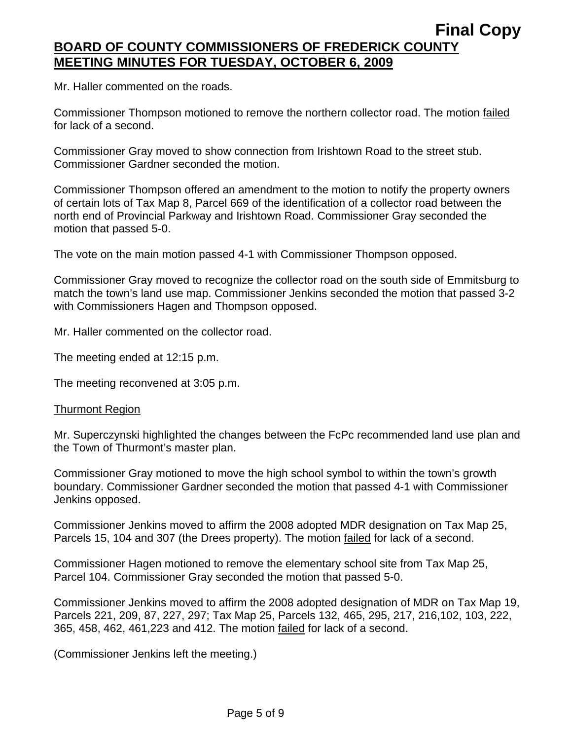Mr. Haller commented on the roads.

Commissioner Thompson motioned to remove the northern collector road. The motion failed for lack of a second.

Commissioner Gray moved to show connection from Irishtown Road to the street stub. Commissioner Gardner seconded the motion.

Commissioner Thompson offered an amendment to the motion to notify the property owners of certain lots of Tax Map 8, Parcel 669 of the identification of a collector road between the north end of Provincial Parkway and Irishtown Road. Commissioner Gray seconded the motion that passed 5-0.

The vote on the main motion passed 4-1 with Commissioner Thompson opposed.

Commissioner Gray moved to recognize the collector road on the south side of Emmitsburg to match the town's land use map. Commissioner Jenkins seconded the motion that passed 3-2 with Commissioners Hagen and Thompson opposed.

Mr. Haller commented on the collector road.

The meeting ended at 12:15 p.m.

The meeting reconvened at 3:05 p.m.

Thurmont Region

Mr. Superczynski highlighted the changes between the FcPc recommended land use plan and the Town of Thurmont's master plan.

Commissioner Gray motioned to move the high school symbol to within the town's growth boundary. Commissioner Gardner seconded the motion that passed 4-1 with Commissioner Jenkins opposed.

Commissioner Jenkins moved to affirm the 2008 adopted MDR designation on Tax Map 25, Parcels 15, 104 and 307 (the Drees property). The motion failed for lack of a second.

Commissioner Hagen motioned to remove the elementary school site from Tax Map 25, Parcel 104. Commissioner Gray seconded the motion that passed 5-0.

Commissioner Jenkins moved to affirm the 2008 adopted designation of MDR on Tax Map 19, Parcels 221, 209, 87, 227, 297; Tax Map 25, Parcels 132, 465, 295, 217, 216,102, 103, 222, 365, 458, 462, 461,223 and 412. The motion failed for lack of a second.

(Commissioner Jenkins left the meeting.)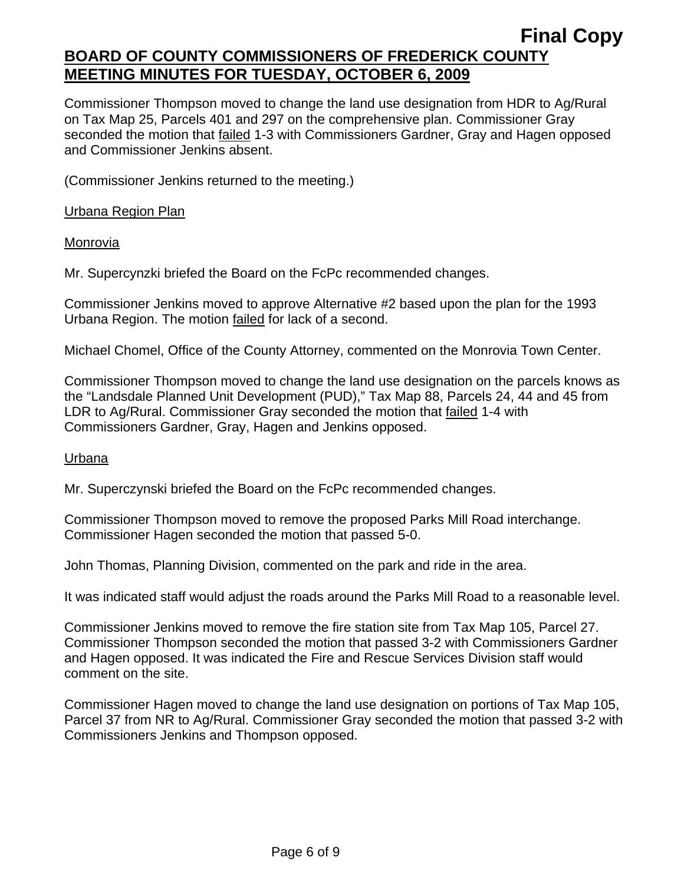Commissioner Thompson moved to change the land use designation from HDR to Ag/Rural on Tax Map 25, Parcels 401 and 297 on the comprehensive plan. Commissioner Gray seconded the motion that failed 1-3 with Commissioners Gardner, Gray and Hagen opposed and Commissioner Jenkins absent.

(Commissioner Jenkins returned to the meeting.)

Urbana Region Plan

Monrovia

Mr. Supercynzki briefed the Board on the FcPc recommended changes.

Commissioner Jenkins moved to approve Alternative #2 based upon the plan for the 1993 Urbana Region. The motion failed for lack of a second.

Michael Chomel, Office of the County Attorney, commented on the Monrovia Town Center.

Commissioner Thompson moved to change the land use designation on the parcels knows as the "Landsdale Planned Unit Development (PUD)," Tax Map 88, Parcels 24, 44 and 45 from LDR to Ag/Rural. Commissioner Gray seconded the motion that failed 1-4 with Commissioners Gardner, Gray, Hagen and Jenkins opposed.

Urbana

Mr. Superczynski briefed the Board on the FcPc recommended changes.

Commissioner Thompson moved to remove the proposed Parks Mill Road interchange. Commissioner Hagen seconded the motion that passed 5-0.

John Thomas, Planning Division, commented on the park and ride in the area.

It was indicated staff would adjust the roads around the Parks Mill Road to a reasonable level.

Commissioner Jenkins moved to remove the fire station site from Tax Map 105, Parcel 27. Commissioner Thompson seconded the motion that passed 3-2 with Commissioners Gardner and Hagen opposed. It was indicated the Fire and Rescue Services Division staff would comment on the site.

Commissioner Hagen moved to change the land use designation on portions of Tax Map 105, Parcel 37 from NR to Ag/Rural. Commissioner Gray seconded the motion that passed 3-2 with Commissioners Jenkins and Thompson opposed.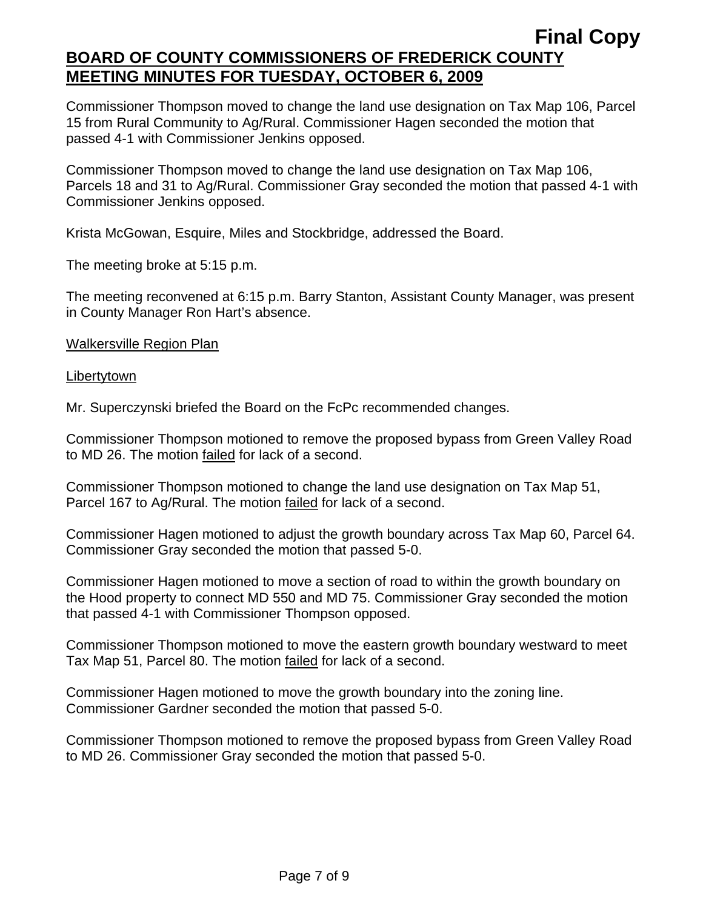**Final Copy**

**BOARD OF COUNTY COMMISSIONERS OF FREDERICK COUNTY MEETING MINUTES FOR TUESDAY, OCTOBER 6, 2009**

Commissioner Thompson moved to change the land use designation on Tax Map 106, Parcel 15 from Rural Community to Ag/Rural. Commissioner Hagen seconded the motion that passed 4-1 with Commissioner Jenkins opposed.

Commissioner Thompson moved to change the land use designation on Tax Map 106, Parcels 18 and 31 to Ag/Rural. Commissioner Gray seconded the motion that passed 4-1 with Commissioner Jenkins opposed.

Krista McGowan, Esquire, Miles and Stockbridge, addressed the Board.

The meeting broke at 5:15 p.m.

The meeting reconvened at 6:15 p.m. Barry Stanton, Assistant County Manager, was present in County Manager Ron Hart's absence.

Walkersville Region Plan

Libertytown

Mr. Superczynski briefed the Board on the FcPc recommended changes.

Commissioner Thompson motioned to remove the proposed bypass from Green Valley Road to MD 26. The motion failed for lack of a second.

Commissioner Thompson motioned to change the land use designation on Tax Map 51, Parcel 167 to Ag/Rural. The motion failed for lack of a second.

Commissioner Hagen motioned to adjust the growth boundary across Tax Map 60, Parcel 64. Commissioner Gray seconded the motion that passed 5-0.

Commissioner Hagen motioned to move a section of road to within the growth boundary on the Hood property to connect MD 550 and MD 75. Commissioner Gray seconded the motion that passed 4-1 with Commissioner Thompson opposed.

Commissioner Thompson motioned to move the eastern growth boundary westward to meet Tax Map 51, Parcel 80. The motion failed for lack of a second.

Commissioner Hagen motioned to move the growth boundary into the zoning line. Commissioner Gardner seconded the motion that passed 5-0.

Commissioner Thompson motioned to remove the proposed bypass from Green Valley Road to MD 26. Commissioner Gray seconded the motion that passed 5-0.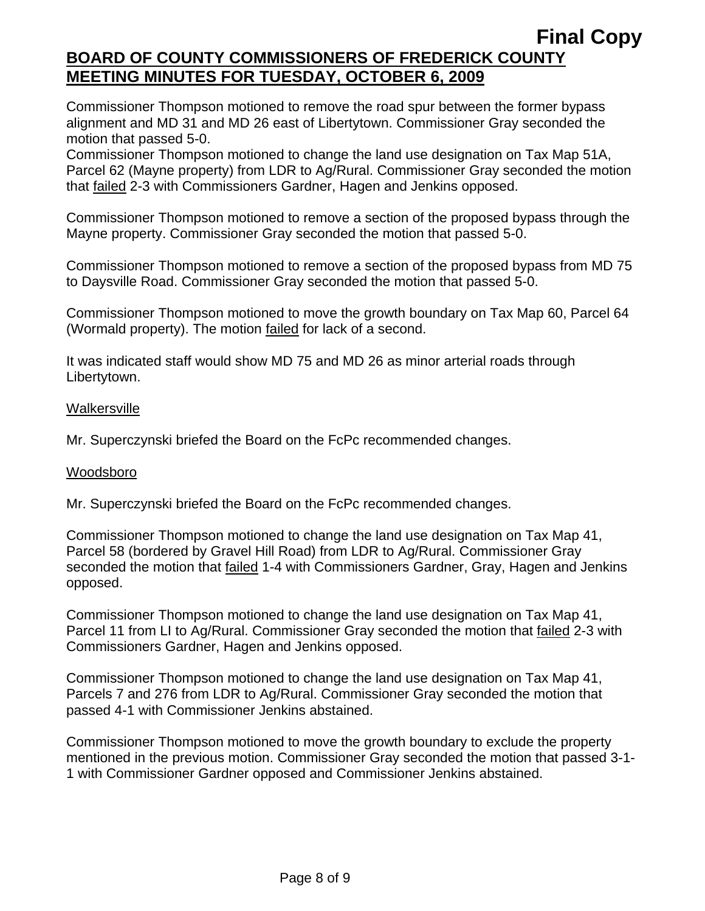**Final Copy**

**BOARD OF COUNTY COMMISSIONERS OF FREDERICK COUNTY**
**MEETING MINUTES FOR TUESDAY, OCTOBER 6, 2009**

Commissioner Thompson motioned to remove the road spur between the former bypass alignment and MD 31 and MD 26 east of Libertytown. Commissioner Gray seconded the motion that passed 5-0.

Commissioner Thompson motioned to change the land use designation on Tax Map 51A, Parcel 62 (Mayne property) from LDR to Ag/Rural. Commissioner Gray seconded the motion that failed 2-3 with Commissioners Gardner, Hagen and Jenkins opposed.

Commissioner Thompson motioned to remove a section of the proposed bypass through the Mayne property. Commissioner Gray seconded the motion that passed 5-0.

Commissioner Thompson motioned to remove a section of the proposed bypass from MD 75 to Daysville Road. Commissioner Gray seconded the motion that passed 5-0.

Commissioner Thompson motioned to move the growth boundary on Tax Map 60, Parcel 64 (Wormald property). The motion failed for lack of a second.

It was indicated staff would show MD 75 and MD 26 as minor arterial roads through Libertytown.

Walkersville

Mr. Superczynski briefed the Board on the FcPc recommended changes.

Woodsboro

Mr. Superczynski briefed the Board on the FcPc recommended changes.

Commissioner Thompson motioned to change the land use designation on Tax Map 41, Parcel 58 (bordered by Gravel Hill Road) from LDR to Ag/Rural. Commissioner Gray seconded the motion that failed 1-4 with Commissioners Gardner, Gray, Hagen and Jenkins opposed.

Commissioner Thompson motioned to change the land use designation on Tax Map 41, Parcel 11 from LI to Ag/Rural. Commissioner Gray seconded the motion that failed 2-3 with Commissioners Gardner, Hagen and Jenkins opposed.

Commissioner Thompson motioned to change the land use designation on Tax Map 41, Parcels 7 and 276 from LDR to Ag/Rural. Commissioner Gray seconded the motion that passed 4-1 with Commissioner Jenkins abstained.

Commissioner Thompson motioned to move the growth boundary to exclude the property mentioned in the previous motion. Commissioner Gray seconded the motion that passed 3-1-1 with Commissioner Gardner opposed and Commissioner Jenkins abstained.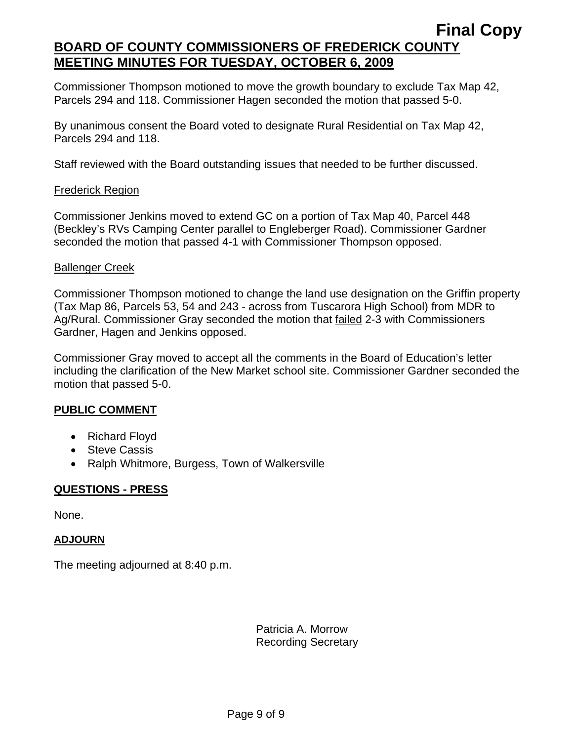**Final Copy**

**BOARD OF COUNTY COMMISSIONERS OF FREDERICK COUNTY MEETING MINUTES FOR TUESDAY, OCTOBER 6, 2009**

Commissioner Thompson motioned to move the growth boundary to exclude Tax Map 42, Parcels 294 and 118. Commissioner Hagen seconded the motion that passed 5-0.

By unanimous consent the Board voted to designate Rural Residential on Tax Map 42, Parcels 294 and 118.

Staff reviewed with the Board outstanding issues that needed to be further discussed.

Frederick Region

Commissioner Jenkins moved to extend GC on a portion of Tax Map 40, Parcel 448 (Beckley's RVs Camping Center parallel to Engleberger Road). Commissioner Gardner seconded the motion that passed 4-1 with Commissioner Thompson opposed.

Ballenger Creek

Commissioner Thompson motioned to change the land use designation on the Griffin property (Tax Map 86, Parcels 53, 54 and 243 - across from Tuscarora High School) from MDR to Ag/Rural. Commissioner Gray seconded the motion that failed 2-3 with Commissioners Gardner, Hagen and Jenkins opposed.

Commissioner Gray moved to accept all the comments in the Board of Education's letter including the clarification of the New Market school site. Commissioner Gardner seconded the motion that passed 5-0.

**PUBLIC COMMENT**

- Richard Floyd
- Steve Cassis
- Ralph Whitmore, Burgess, Town of Walkersville

**QUESTIONS - PRESS**

None.

**ADJOURN**

The meeting adjourned at 8:40 p.m.

Patricia A. Morrow
Recording Secretary